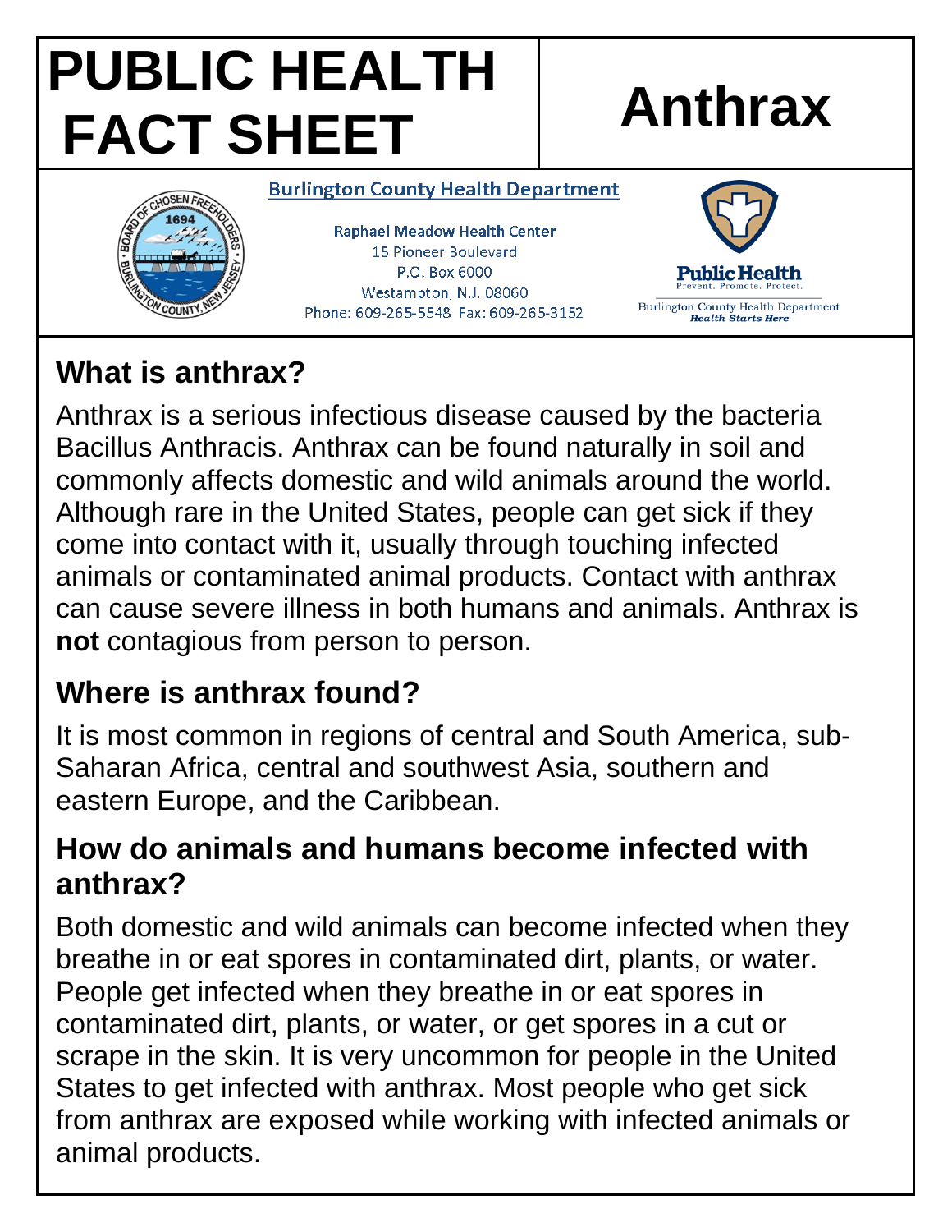# PUBLIC HEALTH FACT SHEET

# Anthrax

**Burlington County Health Department**

Raphael Meadow Health Center
15 Pioneer Boulevard
P.O. Box 6000
Westampton, N.J. 08060
Phone: 609-265-5548 Fax: 609-265-3152

Public Health
Prevent. Promote. Protect.
Burlington County Health Department
*Health Starts Here*

## What is anthrax?

Anthrax is a serious infectious disease caused by the bacteria Bacillus Anthracis. Anthrax can be found naturally in soil and commonly affects domestic and wild animals around the world. Although rare in the United States, people can get sick if they come into contact with it, usually through touching infected animals or contaminated animal products. Contact with anthrax can cause severe illness in both humans and animals. Anthrax is **not** contagious from person to person.

## Where is anthrax found?

It is most common in regions of central and South America, sub-Saharan Africa, central and southwest Asia, southern and eastern Europe, and the Caribbean.

## How do animals and humans become infected with anthrax?

Both domestic and wild animals can become infected when they breathe in or eat spores in contaminated dirt, plants, or water. People get infected when they breathe in or eat spores in contaminated dirt, plants, or water, or get spores in a cut or scrape in the skin. It is very uncommon for people in the United States to get infected with anthrax. Most people who get sick from anthrax are exposed while working with infected animals or animal products.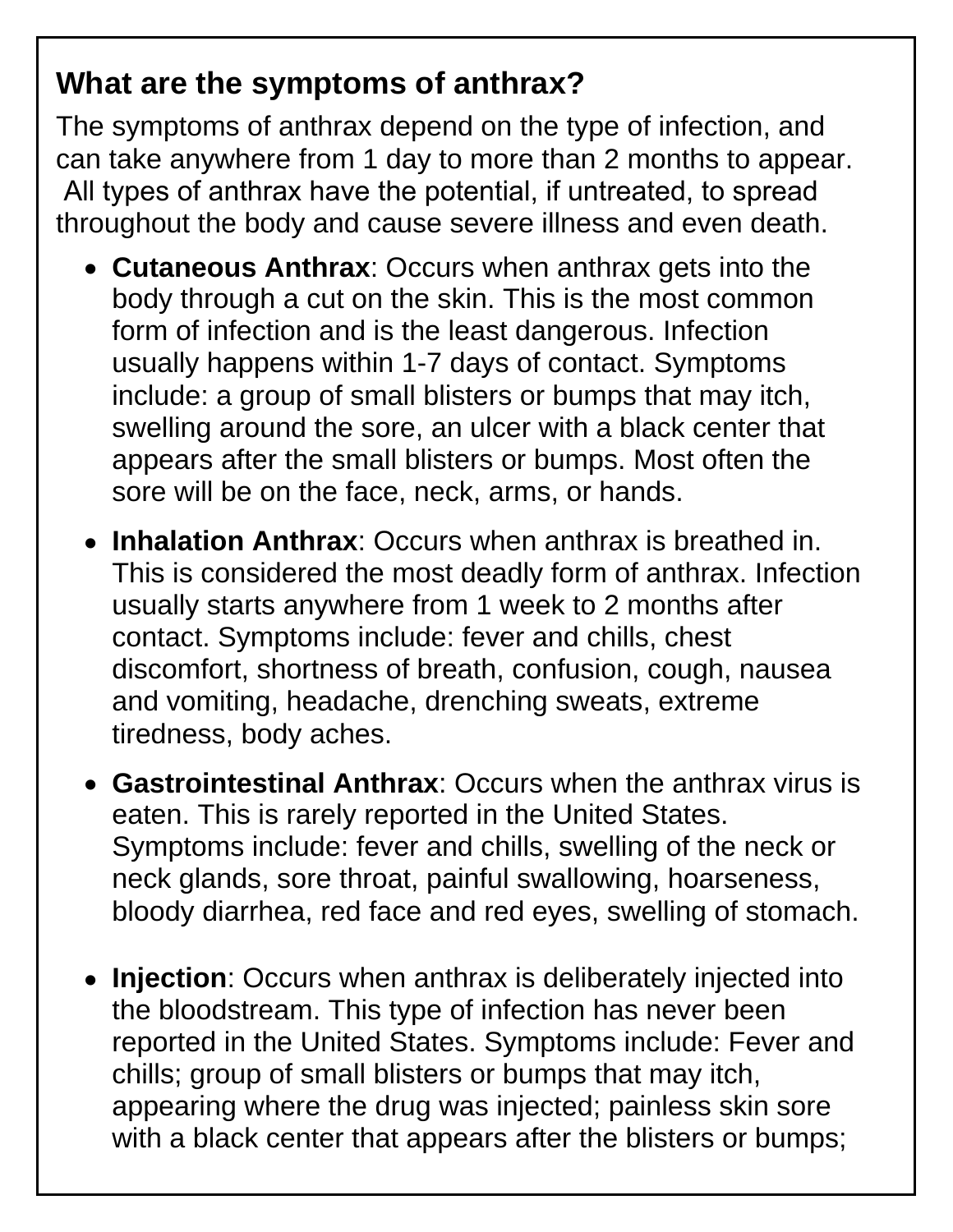## What are the symptoms of anthrax?

The symptoms of anthrax depend on the type of infection, and can take anywhere from 1 day to more than 2 months to appear. All types of anthrax have the potential, if untreated, to spread throughout the body and cause severe illness and even death.

- **Cutaneous Anthrax**: Occurs when anthrax gets into the body through a cut on the skin. This is the most common form of infection and is the least dangerous. Infection usually happens within 1-7 days of contact. Symptoms include: a group of small blisters or bumps that may itch, swelling around the sore, an ulcer with a black center that appears after the small blisters or bumps. Most often the sore will be on the face, neck, arms, or hands.
- **Inhalation Anthrax**: Occurs when anthrax is breathed in. This is considered the most deadly form of anthrax. Infection usually starts anywhere from 1 week to 2 months after contact. Symptoms include: fever and chills, chest discomfort, shortness of breath, confusion, cough, nausea and vomiting, headache, drenching sweats, extreme tiredness, body aches.
- **Gastrointestinal Anthrax**: Occurs when the anthrax virus is eaten. This is rarely reported in the United States. Symptoms include: fever and chills, swelling of the neck or neck glands, sore throat, painful swallowing, hoarseness, bloody diarrhea, red face and red eyes, swelling of stomach.
- **Injection**: Occurs when anthrax is deliberately injected into the bloodstream. This type of infection has never been reported in the United States. Symptoms include: Fever and chills; group of small blisters or bumps that may itch, appearing where the drug was injected; painless skin sore with a black center that appears after the blisters or bumps;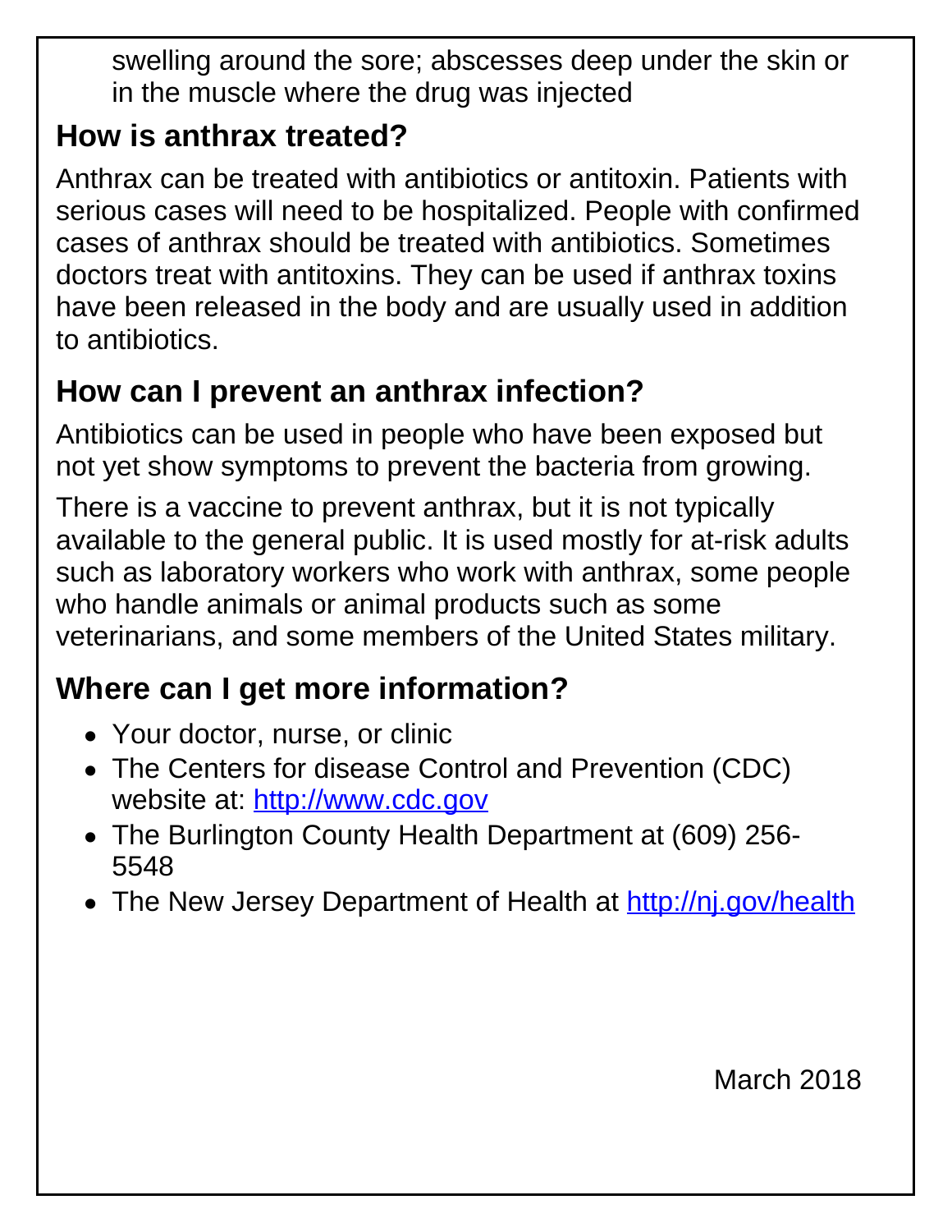swelling around the sore; abscesses deep under the skin or in the muscle where the drug was injected

## How is anthrax treated?

Anthrax can be treated with antibiotics or antitoxin. Patients with serious cases will need to be hospitalized. People with confirmed cases of anthrax should be treated with antibiotics. Sometimes doctors treat with antitoxins. They can be used if anthrax toxins have been released in the body and are usually used in addition to antibiotics.

## How can I prevent an anthrax infection?

Antibiotics can be used in people who have been exposed but not yet show symptoms to prevent the bacteria from growing.

There is a vaccine to prevent anthrax, but it is not typically available to the general public. It is used mostly for at-risk adults such as laboratory workers who work with anthrax, some people who handle animals or animal products such as some veterinarians, and some members of the United States military.

## Where can I get more information?

- Your doctor, nurse, or clinic
- The Centers for disease Control and Prevention (CDC) website at: [http://www.cdc.gov](http://www.cdc.gov)
- The Burlington County Health Department at (609) 256-5548
- The New Jersey Department of Health at [http://nj.gov/health](http://nj.gov/health)

March 2018